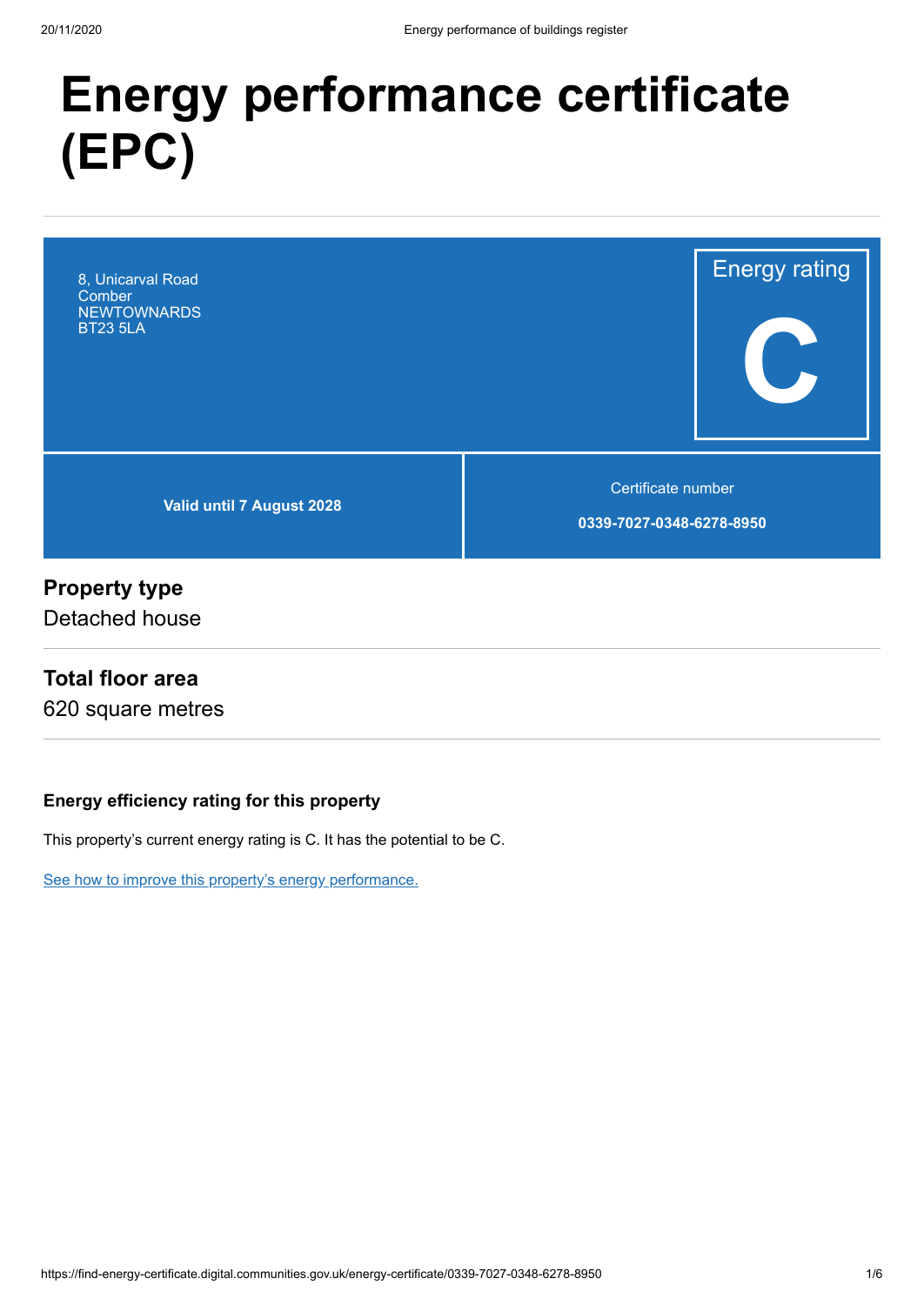# Energy performance certificate (EPC)

8, Unicarval Road
Comber
NEWTOWNARDS
BT23 5LA

Energy rating

**C**

**Valid until 7 August 2028**

Certificate number

**0339-7027-0348-6278-8950**

## Property type

Detached house

## Total floor area

620 square metres

### Energy efficiency rating for this property

This property's current energy rating is C. It has the potential to be C.

See how to improve this property's energy performance.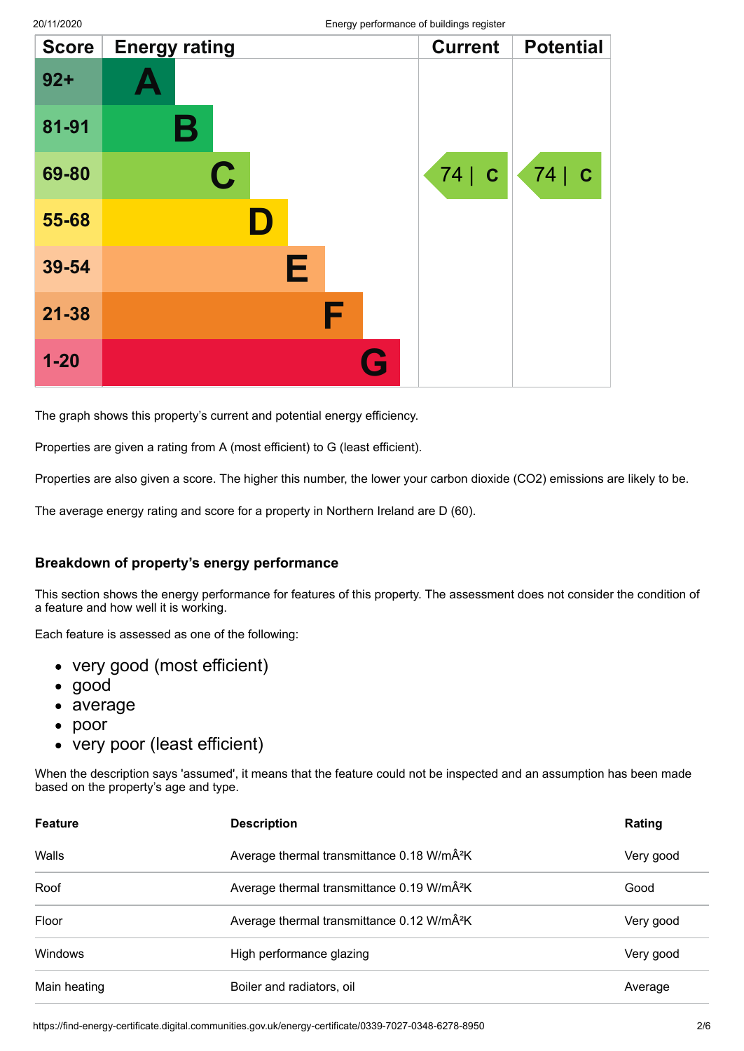| Score | Energy rating | Current | Potential |
|---|---|---|---|
| 92+ | A | | |
| 81-91 | B | | |
| 69-80 | C | 74 \| C | 74 \| C |
| 55-68 | D | | |
| 39-54 | E | | |
| 21-38 | F | | |
| 1-20 | G | | |

The graph shows this property's current and potential energy efficiency.

Properties are given a rating from A (most efficient) to G (least efficient).

Properties are also given a score. The higher this number, the lower your carbon dioxide ($CO_2$) emissions are likely to be.

The average energy rating and score for a property in Northern Ireland are D (60).

### Breakdown of property's energy performance

This section shows the energy performance for features of this property. The assessment does not consider the condition of a feature and how well it is working.

Each feature is assessed as one of the following:

- very good (most efficient)
- good
- average
- poor
- very poor (least efficient)

When the description says 'assumed', it means that the feature could not be inspected and an assumption has been made based on the property's age and type.

| Feature | Description | Rating |
|---|---|---|
| Walls | Average thermal transmittance 0.18 W/mÂ²K | Very good |
| Roof | Average thermal transmittance 0.19 W/mÂ²K | Good |
| Floor | Average thermal transmittance 0.12 W/mÂ²K | Very good |
| Windows | High performance glazing | Very good |
| Main heating | Boiler and radiators, oil | Average |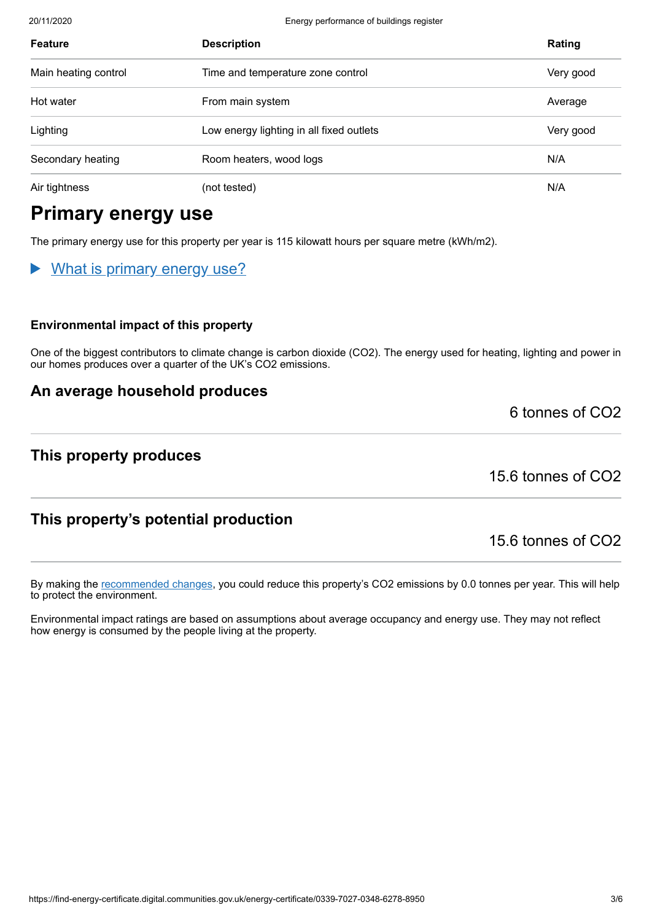| Feature | Description | Rating |
| --- | --- | --- |
| Main heating control | Time and temperature zone control | Very good |
| Hot water | From main system | Average |
| Lighting | Low energy lighting in all fixed outlets | Very good |
| Secondary heating | Room heaters, wood logs | N/A |
| Air tightness | (not tested) | N/A |

## Primary energy use

The primary energy use for this property per year is 115 kilowatt hours per square metre (kWh/m2).

▶ What is primary energy use?

### Environmental impact of this property

One of the biggest contributors to climate change is carbon dioxide ($CO_2$). The energy used for heating, lighting and power in our homes produces over a quarter of the UK's $CO_2$ emissions.

### An average household produces

6 tonnes of $CO_2$

### This property produces

15.6 tonnes of $CO_2$

### This property's potential production

15.6 tonnes of $CO_2$

By making the recommended changes, you could reduce this property's $CO_2$ emissions by 0.0 tonnes per year. This will help to protect the environment.

Environmental impact ratings are based on assumptions about average occupancy and energy use. They may not reflect how energy is consumed by the people living at the property.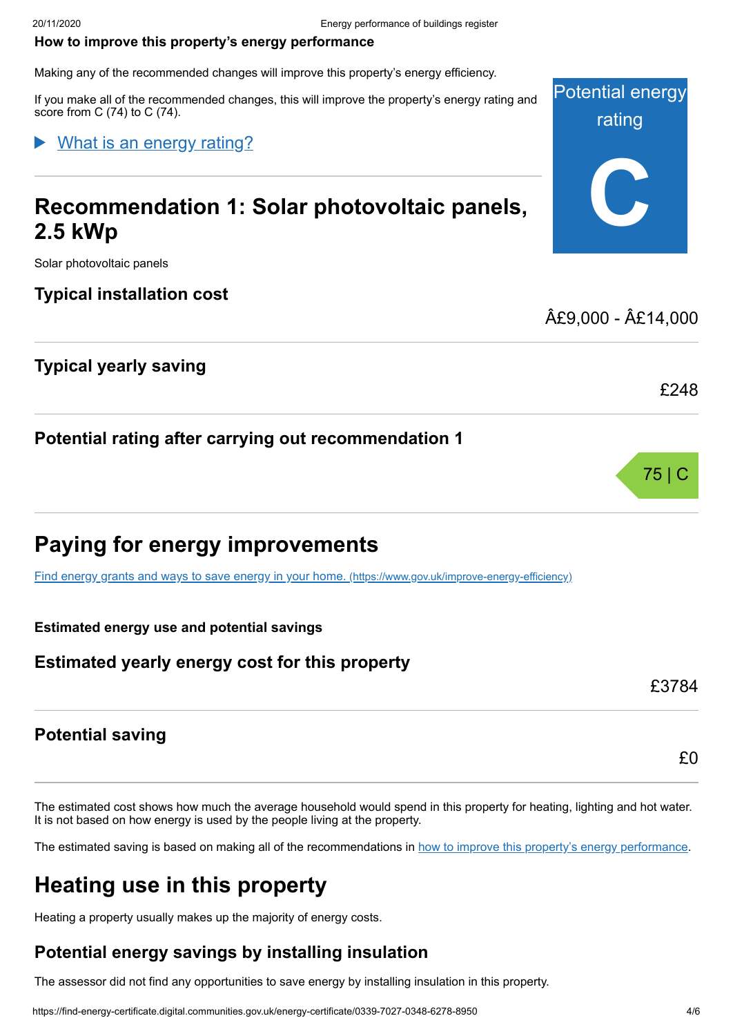### How to improve this property's energy performance

Making any of the recommended changes will improve this property's energy efficiency.

If you make all of the recommended changes, this will improve the property's energy rating and score from C (74) to C (74).

Potential energy rating

**C**

▶ What is an energy rating?

## Recommendation 1: Solar photovoltaic panels, 2.5 kWp

Solar photovoltaic panels

### Typical installation cost

Â£9,000 - Â£14,000

### Typical yearly saving

£248

### Potential rating after carrying out recommendation 1

75 | C

## Paying for energy improvements

[Find energy grants and ways to save energy in your home. (https://www.gov.uk/improve-energy-efficiency)](https://www.gov.uk/improve-energy-efficiency)

**Estimated energy use and potential savings**

### Estimated yearly energy cost for this property

£3784

### Potential saving

£0

The estimated cost shows how much the average household would spend in this property for heating, lighting and hot water. It is not based on how energy is used by the people living at the property.

The estimated saving is based on making all of the recommendations in how to improve this property's energy performance.

## Heating use in this property

Heating a property usually makes up the majority of energy costs.

### Potential energy savings by installing insulation

The assessor did not find any opportunities to save energy by installing insulation in this property.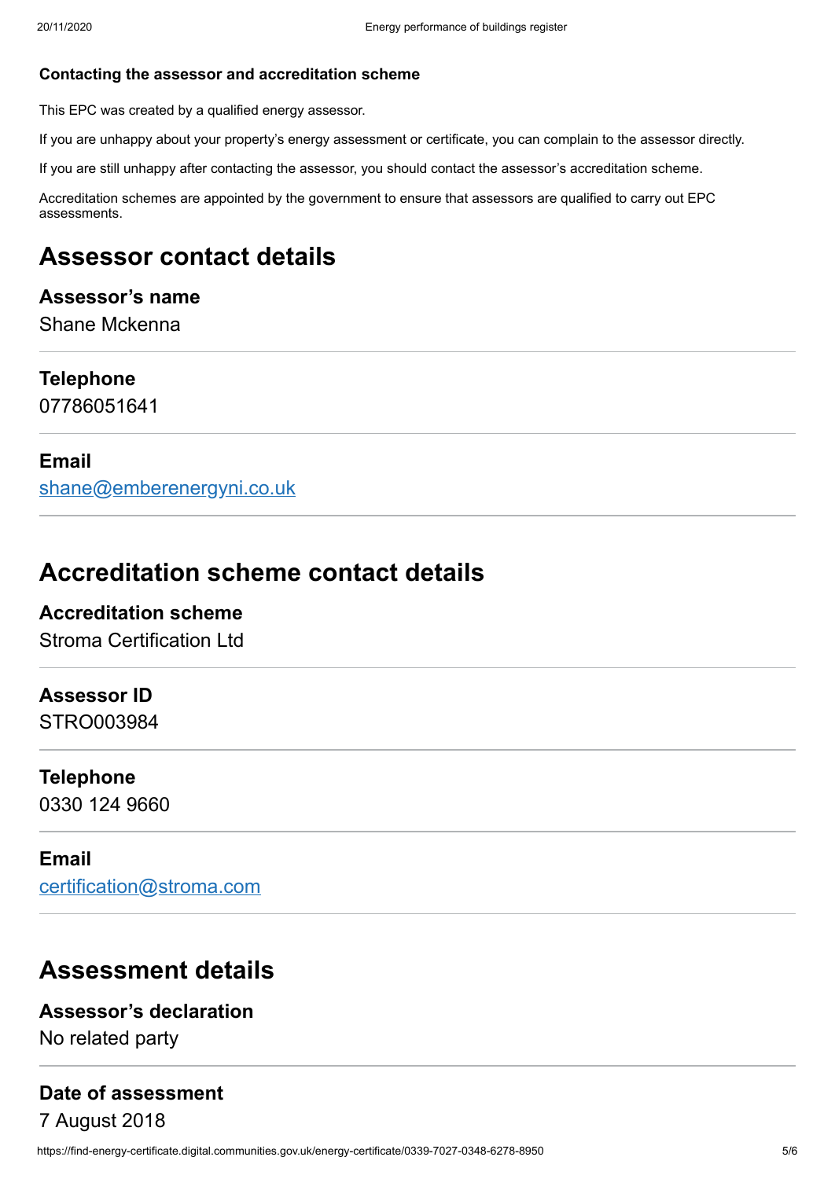### Contacting the assessor and accreditation scheme

This EPC was created by a qualified energy assessor.

If you are unhappy about your property's energy assessment or certificate, you can complain to the assessor directly.

If you are still unhappy after contacting the assessor, you should contact the assessor's accreditation scheme.

Accreditation schemes are appointed by the government to ensure that assessors are qualified to carry out EPC assessments.

## Assessor contact details

### Assessor's name

Shane Mckenna

### Telephone

07786051641

### Email

shane@emberenergyni.co.uk

## Accreditation scheme contact details

### Accreditation scheme

Stroma Certification Ltd

### Assessor ID

STRO003984

### Telephone

0330 124 9660

### Email

certification@stroma.com

## Assessment details

### Assessor's declaration

No related party

### Date of assessment

7 August 2018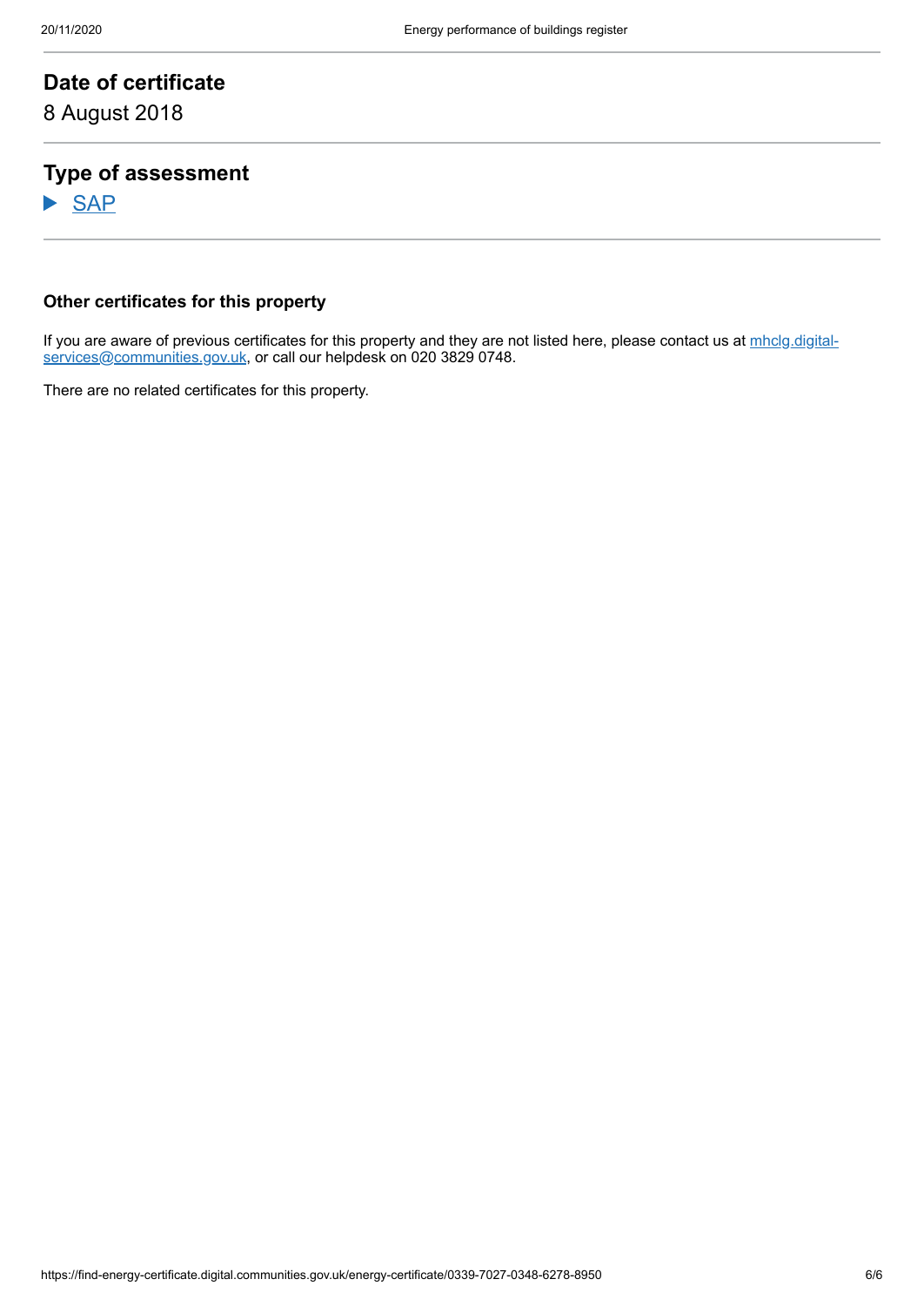## Date of certificate

8 August 2018

## Type of assessment

▶ SAP

### Other certificates for this property

If you are aware of previous certificates for this property and they are not listed here, please contact us at mhclg.digital-services@communities.gov.uk, or call our helpdesk on 020 3829 0748.

There are no related certificates for this property.